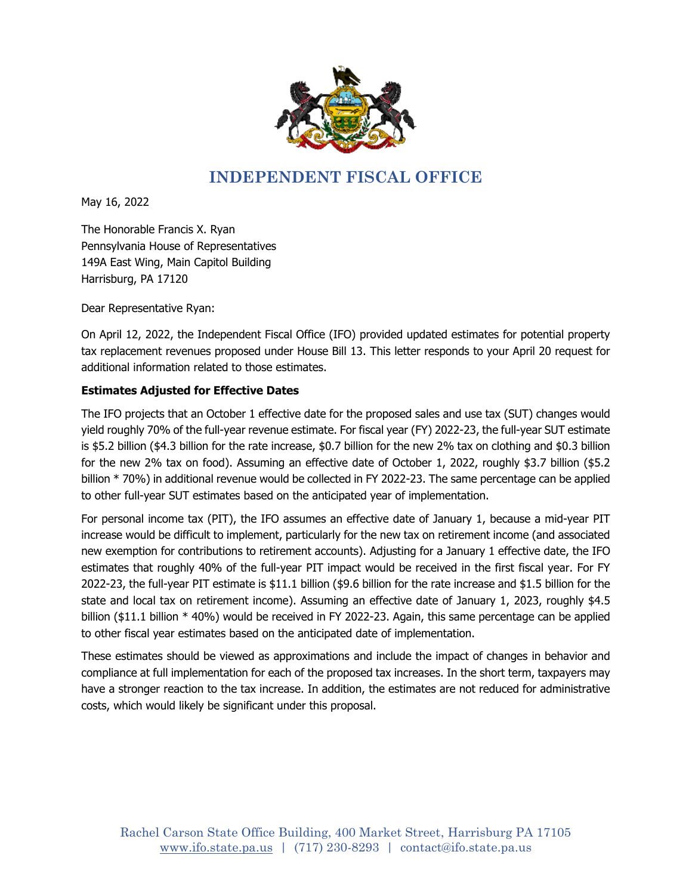# INDEPENDENT FISCAL OFFICE

May 16, 2022

The Honorable Francis X. Ryan
Pennsylvania House of Representatives
149A East Wing, Main Capitol Building
Harrisburg, PA 17120

Dear Representative Ryan:

On April 12, 2022, the Independent Fiscal Office (IFO) provided updated estimates for potential property tax replacement revenues proposed under House Bill 13. This letter responds to your April 20 request for additional information related to those estimates.

**Estimates Adjusted for Effective Dates**

The IFO projects that an October 1 effective date for the proposed sales and use tax (SUT) changes would yield roughly 70% of the full-year revenue estimate. For fiscal year (FY) 2022-23, the full-year SUT estimate is $5.2 billion ($4.3 billion for the rate increase, $0.7 billion for the new 2% tax on clothing and $0.3 billion for the new 2% tax on food). Assuming an effective date of October 1, 2022, roughly $3.7 billion ($5.2 billion * 70%) in additional revenue would be collected in FY 2022-23. The same percentage can be applied to other full-year SUT estimates based on the anticipated year of implementation.

For personal income tax (PIT), the IFO assumes an effective date of January 1, because a mid-year PIT increase would be difficult to implement, particularly for the new tax on retirement income (and associated new exemption for contributions to retirement accounts). Adjusting for a January 1 effective date, the IFO estimates that roughly 40% of the full-year PIT impact would be received in the first fiscal year. For FY 2022-23, the full-year PIT estimate is $11.1 billion ($9.6 billion for the rate increase and $1.5 billion for the state and local tax on retirement income). Assuming an effective date of January 1, 2023, roughly $4.5 billion ($11.1 billion * 40%) would be received in FY 2022-23. Again, this same percentage can be applied to other fiscal year estimates based on the anticipated date of implementation.

These estimates should be viewed as approximations and include the impact of changes in behavior and compliance at full implementation for each of the proposed tax increases. In the short term, taxpayers may have a stronger reaction to the tax increase. In addition, the estimates are not reduced for administrative costs, which would likely be significant under this proposal.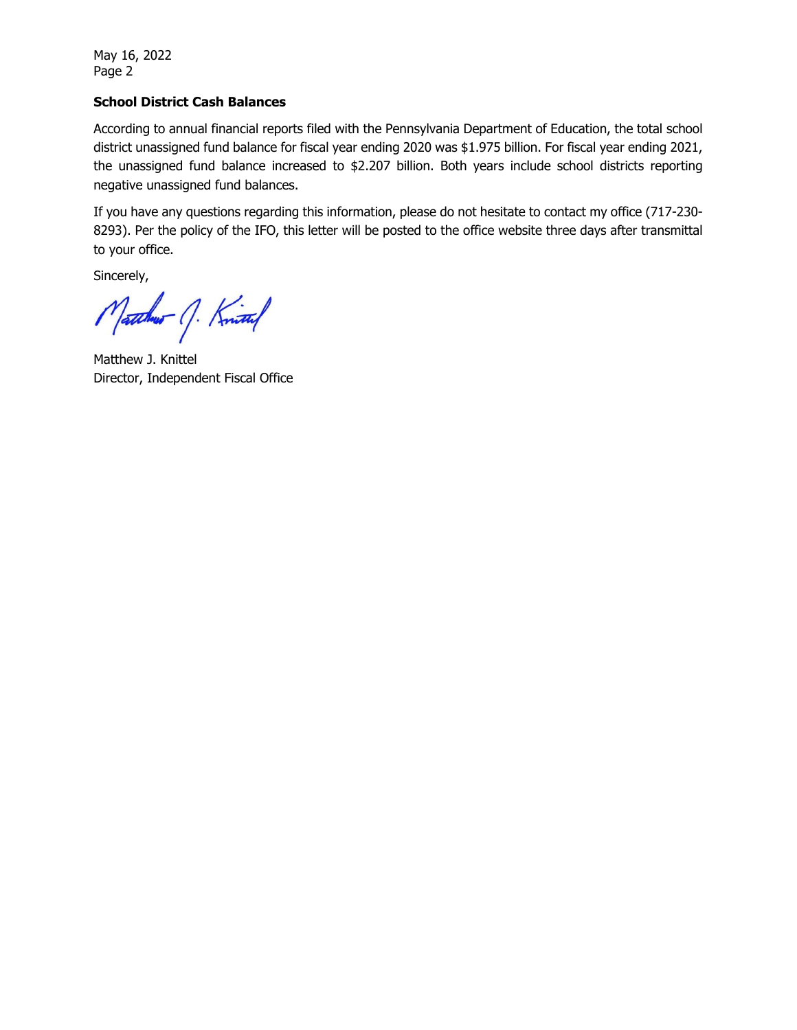**School District Cash Balances**

According to annual financial reports filed with the Pennsylvania Department of Education, the total school district unassigned fund balance for fiscal year ending 2020 was $1.975 billion. For fiscal year ending 2021, the unassigned fund balance increased to $2.207 billion. Both years include school districts reporting negative unassigned fund balances.

If you have any questions regarding this information, please do not hesitate to contact my office (717-230-8293). Per the policy of the IFO, this letter will be posted to the office website three days after transmittal to your office.

Sincerely,

Matthew J. Knittel
Director, Independent Fiscal Office